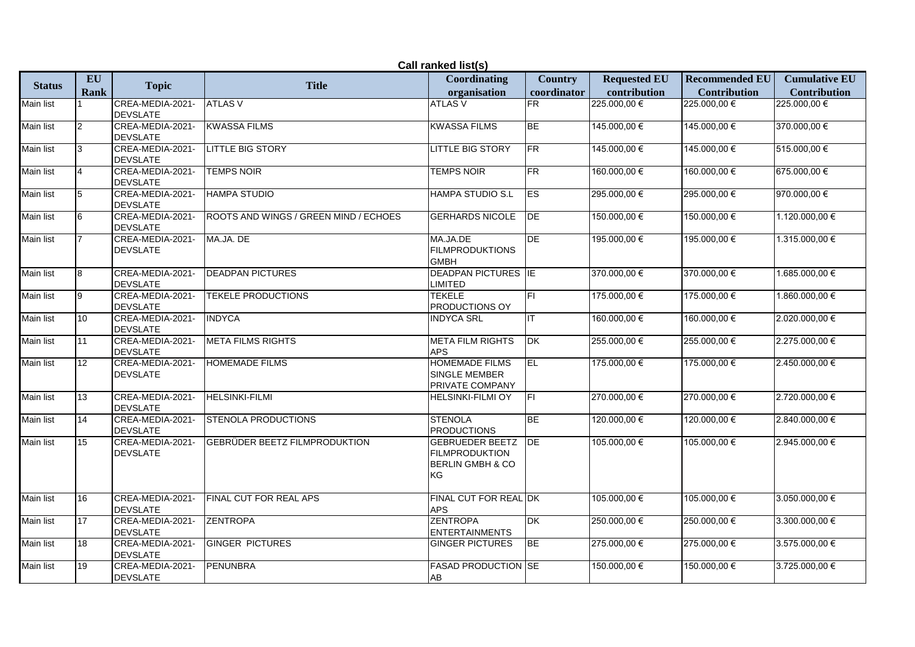# Call ranked list(s)

| Status | EU Rank | Topic | Title | Coordinating organisation | Country coordinator | Requested EU contribution | Recommended EU Contribution | Cumulative EU Contribution |
|---|---|---|---|---|---|---|---|---|
| Main list | 1 | CREA-MEDIA-2021-DEVSLATE | ATLAS V | ATLAS V | FR | 225.000,00 € | 225.000,00 € | 225.000,00 € |
| Main list | 2 | CREA-MEDIA-2021-DEVSLATE | KWASSA FILMS | KWASSA FILMS | BE | 145.000,00 € | 145.000,00 € | 370.000,00 € |
| Main list | 3 | CREA-MEDIA-2021-DEVSLATE | LITTLE BIG STORY | LITTLE BIG STORY | FR | 145.000,00 € | 145.000,00 € | 515.000,00 € |
| Main list | 4 | CREA-MEDIA-2021-DEVSLATE | TEMPS NOIR | TEMPS NOIR | FR | 160.000,00 € | 160.000,00 € | 675.000,00 € |
| Main list | 5 | CREA-MEDIA-2021-DEVSLATE | HAMPA STUDIO | HAMPA STUDIO S.L | ES | 295.000,00 € | 295.000,00 € | 970.000,00 € |
| Main list | 6 | CREA-MEDIA-2021-DEVSLATE | ROOTS AND WINGS / GREEN MIND / ECHOES | GERHARDS NICOLE | DE | 150.000,00 € | 150.000,00 € | 1.120.000,00 € |
| Main list | 7 | CREA-MEDIA-2021-DEVSLATE | MA.JA. DE | MA.JA.DE FILMPRODUKTIONS GMBH | DE | 195.000,00 € | 195.000,00 € | 1.315.000,00 € |
| Main list | 8 | CREA-MEDIA-2021-DEVSLATE | DEADPAN PICTURES | DEADPAN PICTURES LIMITED | IE | 370.000,00 € | 370.000,00 € | 1.685.000,00 € |
| Main list | 9 | CREA-MEDIA-2021-DEVSLATE | TEKELE PRODUCTIONS | TEKELE PRODUCTIONS OY | FI | 175.000,00 € | 175.000,00 € | 1.860.000,00 € |
| Main list | 10 | CREA-MEDIA-2021-DEVSLATE | INDYCA | INDYCA SRL | IT | 160.000,00 € | 160.000,00 € | 2.020.000,00 € |
| Main list | 11 | CREA-MEDIA-2021-DEVSLATE | META FILMS RIGHTS | META FILM RIGHTS APS | DK | 255.000,00 € | 255.000,00 € | 2.275.000,00 € |
| Main list | 12 | CREA-MEDIA-2021-DEVSLATE | HOMEMADE FILMS | HOMEMADE FILMS SINGLE MEMBER PRIVATE COMPANY | EL | 175.000,00 € | 175.000,00 € | 2.450.000,00 € |
| Main list | 13 | CREA-MEDIA-2021-DEVSLATE | HELSINKI-FILMI | HELSINKI-FILMI OY | FI | 270.000,00 € | 270.000,00 € | 2.720.000,00 € |
| Main list | 14 | CREA-MEDIA-2021-DEVSLATE | STENOLA PRODUCTIONS | STENOLA PRODUCTIONS | BE | 120.000,00 € | 120.000,00 € | 2.840.000,00 € |
| Main list | 15 | CREA-MEDIA-2021-DEVSLATE | GEBRÜDER BEETZ FILMPRODUKTION | GEBRUEDER BEETZ FILMPRODUKTION BERLIN GMBH & CO KG | DE | 105.000,00 € | 105.000,00 € | 2.945.000,00 € |
| Main list | 16 | CREA-MEDIA-2021-DEVSLATE | FINAL CUT FOR REAL APS | FINAL CUT FOR REAL APS | DK | 105.000,00 € | 105.000,00 € | 3.050.000,00 € |
| Main list | 17 | CREA-MEDIA-2021-DEVSLATE | ZENTROPA | ZENTROPA ENTERTAINMENTS | DK | 250.000,00 € | 250.000,00 € | 3.300.000,00 € |
| Main list | 18 | CREA-MEDIA-2021-DEVSLATE | GINGER PICTURES | GINGER PICTURES | BE | 275.000,00 € | 275.000,00 € | 3.575.000,00 € |
| Main list | 19 | CREA-MEDIA-2021-DEVSLATE | PENUNBRA | FASAD PRODUCTION AB | SE | 150.000,00 € | 150.000,00 € | 3.725.000,00 € |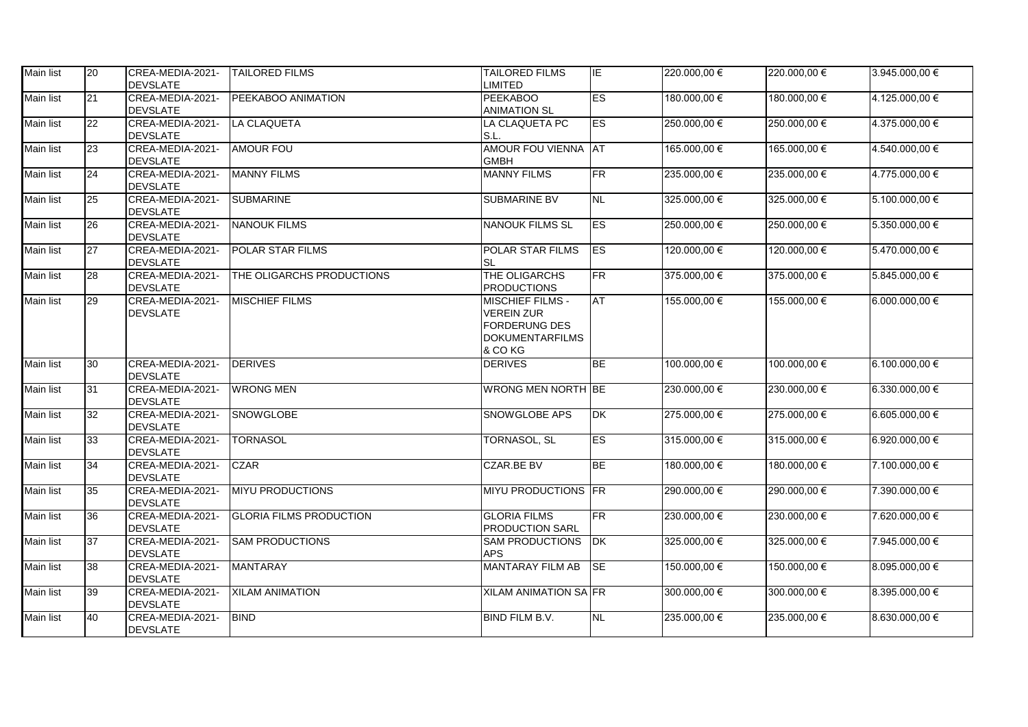| Main list | 20 | CREA-MEDIA-2021-DEVSLATE | TAILORED FILMS | TAILORED FILMS LIMITED | IE | 220.000,00 € | 220.000,00 € | 3.945.000,00 € |
|---|---|---|---|---|---|---|---|---|
| Main list | 21 | CREA-MEDIA-2021-DEVSLATE | PEEKABOO ANIMATION | PEEKABOO ANIMATION SL | ES | 180.000,00 € | 180.000,00 € | 4.125.000,00 € |
| Main list | 22 | CREA-MEDIA-2021-DEVSLATE | LA CLAQUETA | LA CLAQUETA PC S.L. | ES | 250.000,00 € | 250.000,00 € | 4.375.000,00 € |
| Main list | 23 | CREA-MEDIA-2021-DEVSLATE | AMOUR FOU | AMOUR FOU VIENNA GMBH | AT | 165.000,00 € | 165.000,00 € | 4.540.000,00 € |
| Main list | 24 | CREA-MEDIA-2021-DEVSLATE | MANNY FILMS | MANNY FILMS | FR | 235.000,00 € | 235.000,00 € | 4.775.000,00 € |
| Main list | 25 | CREA-MEDIA-2021-DEVSLATE | SUBMARINE | SUBMARINE BV | NL | 325.000,00 € | 325.000,00 € | 5.100.000,00 € |
| Main list | 26 | CREA-MEDIA-2021-DEVSLATE | NANOUK FILMS | NANOUK FILMS SL | ES | 250.000,00 € | 250.000,00 € | 5.350.000,00 € |
| Main list | 27 | CREA-MEDIA-2021-DEVSLATE | POLAR STAR FILMS | POLAR STAR FILMS SL | ES | 120.000,00 € | 120.000,00 € | 5.470.000,00 € |
| Main list | 28 | CREA-MEDIA-2021-DEVSLATE | THE OLIGARCHS PRODUCTIONS | THE OLIGARCHS PRODUCTIONS | FR | 375.000,00 € | 375.000,00 € | 5.845.000,00 € |
| Main list | 29 | CREA-MEDIA-2021-DEVSLATE | MISCHIEF FILMS | MISCHIEF FILMS - VEREIN ZUR FORDERUNG DES DOKUMENTARFILMS & CO KG | AT | 155.000,00 € | 155.000,00 € | 6.000.000,00 € |
| Main list | 30 | CREA-MEDIA-2021-DEVSLATE | DERIVES | DERIVES | BE | 100.000,00 € | 100.000,00 € | 6.100.000,00 € |
| Main list | 31 | CREA-MEDIA-2021-DEVSLATE | WRONG MEN | WRONG MEN NORTH | BE | 230.000,00 € | 230.000,00 € | 6.330.000,00 € |
| Main list | 32 | CREA-MEDIA-2021-DEVSLATE | SNOWGLOBE | SNOWGLOBE APS | DK | 275.000,00 € | 275.000,00 € | 6.605.000,00 € |
| Main list | 33 | CREA-MEDIA-2021-DEVSLATE | TORNASOL | TORNASOL, SL | ES | 315.000,00 € | 315.000,00 € | 6.920.000,00 € |
| Main list | 34 | CREA-MEDIA-2021-DEVSLATE | CZAR | CZAR.BE BV | BE | 180.000,00 € | 180.000,00 € | 7.100.000,00 € |
| Main list | 35 | CREA-MEDIA-2021-DEVSLATE | MIYU PRODUCTIONS | MIYU PRODUCTIONS | FR | 290.000,00 € | 290.000,00 € | 7.390.000,00 € |
| Main list | 36 | CREA-MEDIA-2021-DEVSLATE | GLORIA FILMS PRODUCTION | GLORIA FILMS PRODUCTION SARL | FR | 230.000,00 € | 230.000,00 € | 7.620.000,00 € |
| Main list | 37 | CREA-MEDIA-2021-DEVSLATE | SAM PRODUCTIONS | SAM PRODUCTIONS APS | DK | 325.000,00 € | 325.000,00 € | 7.945.000,00 € |
| Main list | 38 | CREA-MEDIA-2021-DEVSLATE | MANTARAY | MANTARAY FILM AB | SE | 150.000,00 € | 150.000,00 € | 8.095.000,00 € |
| Main list | 39 | CREA-MEDIA-2021-DEVSLATE | XILAM ANIMATION | XILAM ANIMATION SA | FR | 300.000,00 € | 300.000,00 € | 8.395.000,00 € |
| Main list | 40 | CREA-MEDIA-2021-DEVSLATE | BIND | BIND FILM B.V. | NL | 235.000,00 € | 235.000,00 € | 8.630.000,00 € |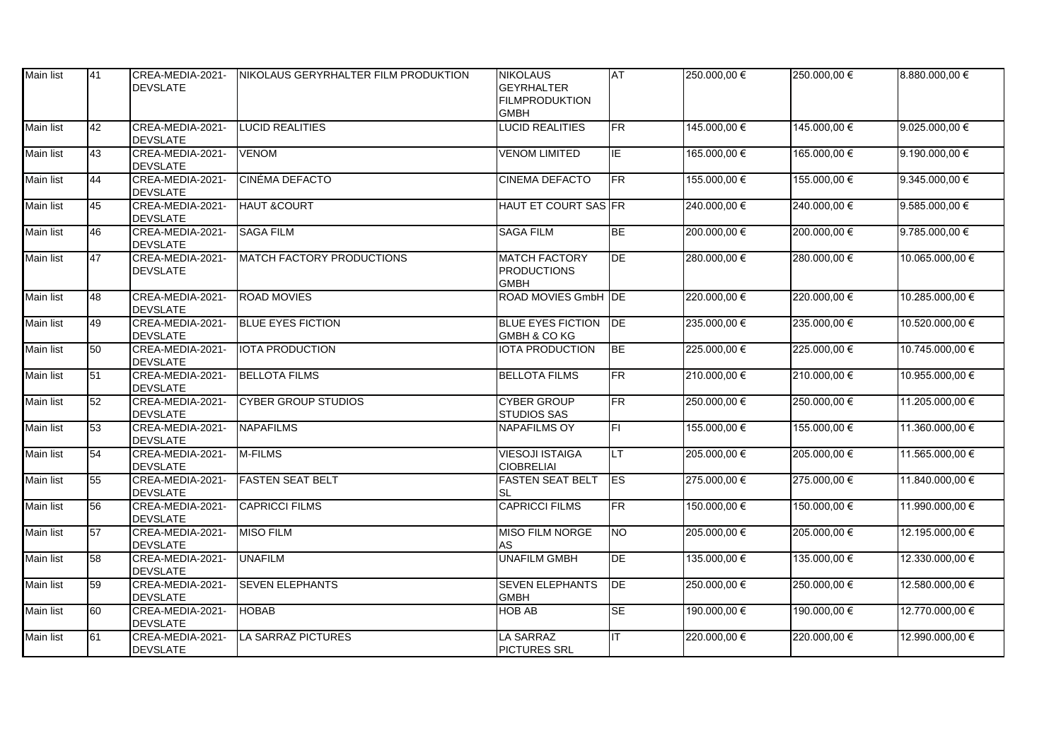| Main list | 41 | CREA-MEDIA-2021-DEVSLATE | NIKOLAUS GERYRHALTER FILM PRODUKTION | NIKOLAUS GEYRHALTER FILMPRODUKTION GMBH | AT | 250.000,00 € | 250.000,00 € | 8.880.000,00 € |
|---|---|---|---|---|---|---|---|---|
| Main list | 42 | CREA-MEDIA-2021-DEVSLATE | LUCID REALITIES | LUCID REALITIES | FR | 145.000,00 € | 145.000,00 € | 9.025.000,00 € |
| Main list | 43 | CREA-MEDIA-2021-DEVSLATE | VENOM | VENOM LIMITED | IE | 165.000,00 € | 165.000,00 € | 9.190.000,00 € |
| Main list | 44 | CREA-MEDIA-2021-DEVSLATE | CINÉMA DEFACTO | CINEMA DEFACTO | FR | 155.000,00 € | 155.000,00 € | 9.345.000,00 € |
| Main list | 45 | CREA-MEDIA-2021-DEVSLATE | HAUT &COURT | HAUT ET COURT SAS | FR | 240.000,00 € | 240.000,00 € | 9.585.000,00 € |
| Main list | 46 | CREA-MEDIA-2021-DEVSLATE | SAGA FILM | SAGA FILM | BE | 200.000,00 € | 200.000,00 € | 9.785.000,00 € |
| Main list | 47 | CREA-MEDIA-2021-DEVSLATE | MATCH FACTORY PRODUCTIONS | MATCH FACTORY PRODUCTIONS GMBH | DE | 280.000,00 € | 280.000,00 € | 10.065.000,00 € |
| Main list | 48 | CREA-MEDIA-2021-DEVSLATE | ROAD MOVIES | ROAD MOVIES GmbH | DE | 220.000,00 € | 220.000,00 € | 10.285.000,00 € |
| Main list | 49 | CREA-MEDIA-2021-DEVSLATE | BLUE EYES FICTION | BLUE EYES FICTION GMBH & CO KG | DE | 235.000,00 € | 235.000,00 € | 10.520.000,00 € |
| Main list | 50 | CREA-MEDIA-2021-DEVSLATE | IOTA PRODUCTION | IOTA PRODUCTION | BE | 225.000,00 € | 225.000,00 € | 10.745.000,00 € |
| Main list | 51 | CREA-MEDIA-2021-DEVSLATE | BELLOTA FILMS | BELLOTA FILMS | FR | 210.000,00 € | 210.000,00 € | 10.955.000,00 € |
| Main list | 52 | CREA-MEDIA-2021-DEVSLATE | CYBER GROUP STUDIOS | CYBER GROUP STUDIOS SAS | FR | 250.000,00 € | 250.000,00 € | 11.205.000,00 € |
| Main list | 53 | CREA-MEDIA-2021-DEVSLATE | NAPAFILMS | NAPAFILMS OY | FI | 155.000,00 € | 155.000,00 € | 11.360.000,00 € |
| Main list | 54 | CREA-MEDIA-2021-DEVSLATE | M-FILMS | VIESOJI ISTAIGA CIOBRELIAI | LT | 205.000,00 € | 205.000,00 € | 11.565.000,00 € |
| Main list | 55 | CREA-MEDIA-2021-DEVSLATE | FASTEN SEAT BELT | FASTEN SEAT BELT SL | ES | 275.000,00 € | 275.000,00 € | 11.840.000,00 € |
| Main list | 56 | CREA-MEDIA-2021-DEVSLATE | CAPRICCI FILMS | CAPRICCI FILMS | FR | 150.000,00 € | 150.000,00 € | 11.990.000,00 € |
| Main list | 57 | CREA-MEDIA-2021-DEVSLATE | MISO FILM | MISO FILM NORGE AS | NO | 205.000,00 € | 205.000,00 € | 12.195.000,00 € |
| Main list | 58 | CREA-MEDIA-2021-DEVSLATE | UNAFILM | UNAFILM GMBH | DE | 135.000,00 € | 135.000,00 € | 12.330.000,00 € |
| Main list | 59 | CREA-MEDIA-2021-DEVSLATE | SEVEN ELEPHANTS | SEVEN ELEPHANTS GMBH | DE | 250.000,00 € | 250.000,00 € | 12.580.000,00 € |
| Main list | 60 | CREA-MEDIA-2021-DEVSLATE | HOBAB | HOB AB | SE | 190.000,00 € | 190.000,00 € | 12.770.000,00 € |
| Main list | 61 | CREA-MEDIA-2021-DEVSLATE | LA SARRAZ PICTURES | LA SARRAZ PICTURES SRL | IT | 220.000,00 € | 220.000,00 € | 12.990.000,00 € |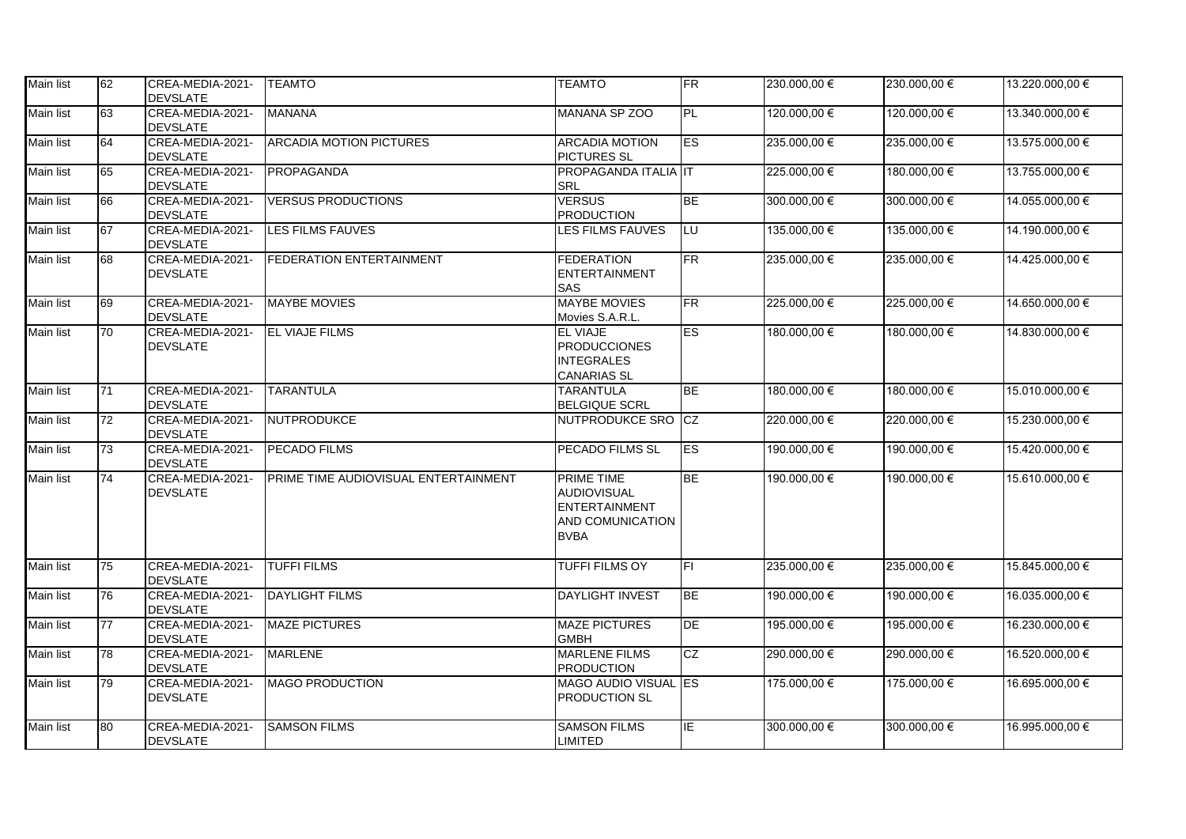| | | | | | | | | |
|---|---|---|---|---|---|---|---|---|
| Main list | 62 | CREA-MEDIA-2021-DEVSLATE | TEAMTO | TEAMTO | FR | 230.000,00 € | 230.000,00 € | 13.220.000,00 € |
| Main list | 63 | CREA-MEDIA-2021-DEVSLATE | MANANA | MANANA SP ZOO | PL | 120.000,00 € | 120.000,00 € | 13.340.000,00 € |
| Main list | 64 | CREA-MEDIA-2021-DEVSLATE | ARCADIA MOTION PICTURES | ARCADIA MOTION PICTURES SL | ES | 235.000,00 € | 235.000,00 € | 13.575.000,00 € |
| Main list | 65 | CREA-MEDIA-2021-DEVSLATE | PROPAGANDA | PROPAGANDA ITALIA SRL | IT | 225.000,00 € | 180.000,00 € | 13.755.000,00 € |
| Main list | 66 | CREA-MEDIA-2021-DEVSLATE | VERSUS PRODUCTIONS | VERSUS PRODUCTION | BE | 300.000,00 € | 300.000,00 € | 14.055.000,00 € |
| Main list | 67 | CREA-MEDIA-2021-DEVSLATE | LES FILMS FAUVES | LES FILMS FAUVES | LU | 135.000,00 € | 135.000,00 € | 14.190.000,00 € |
| Main list | 68 | CREA-MEDIA-2021-DEVSLATE | FEDERATION ENTERTAINMENT | FEDERATION ENTERTAINMENT SAS | FR | 235.000,00 € | 235.000,00 € | 14.425.000,00 € |
| Main list | 69 | CREA-MEDIA-2021-DEVSLATE | MAYBE MOVIES | MAYBE MOVIES Movies S.A.R.L. | FR | 225.000,00 € | 225.000,00 € | 14.650.000,00 € |
| Main list | 70 | CREA-MEDIA-2021-DEVSLATE | EL VIAJE FILMS | EL VIAJE PRODUCCIONES INTEGRALES CANARIAS SL | ES | 180.000,00 € | 180.000,00 € | 14.830.000,00 € |
| Main list | 71 | CREA-MEDIA-2021-DEVSLATE | TARANTULA | TARANTULA BELGIQUE SCRL | BE | 180.000,00 € | 180.000,00 € | 15.010.000,00 € |
| Main list | 72 | CREA-MEDIA-2021-DEVSLATE | NUTPRODUKCE | NUTPRODUKCE SRO | CZ | 220.000,00 € | 220.000,00 € | 15.230.000,00 € |
| Main list | 73 | CREA-MEDIA-2021-DEVSLATE | PECADO FILMS | PECADO FILMS SL | ES | 190.000,00 € | 190.000,00 € | 15.420.000,00 € |
| Main list | 74 | CREA-MEDIA-2021-DEVSLATE | PRIME TIME AUDIOVISUAL ENTERTAINMENT | PRIME TIME AUDIOVISUAL ENTERTAINMENT AND COMUNICATION BVBA | BE | 190.000,00 € | 190.000,00 € | 15.610.000,00 € |
| Main list | 75 | CREA-MEDIA-2021-DEVSLATE | TUFFI FILMS | TUFFI FILMS OY | FI | 235.000,00 € | 235.000,00 € | 15.845.000,00 € |
| Main list | 76 | CREA-MEDIA-2021-DEVSLATE | DAYLIGHT FILMS | DAYLIGHT INVEST | BE | 190.000,00 € | 190.000,00 € | 16.035.000,00 € |
| Main list | 77 | CREA-MEDIA-2021-DEVSLATE | MAZE PICTURES | MAZE PICTURES GMBH | DE | 195.000,00 € | 195.000,00 € | 16.230.000,00 € |
| Main list | 78 | CREA-MEDIA-2021-DEVSLATE | MARLENE | MARLENE FILMS PRODUCTION | CZ | 290.000,00 € | 290.000,00 € | 16.520.000,00 € |
| Main list | 79 | CREA-MEDIA-2021-DEVSLATE | MAGO PRODUCTION | MAGO AUDIO VISUAL PRODUCTION SL | ES | 175.000,00 € | 175.000,00 € | 16.695.000,00 € |
| Main list | 80 | CREA-MEDIA-2021-DEVSLATE | SAMSON FILMS | SAMSON FILMS LIMITED | IE | 300.000,00 € | 300.000,00 € | 16.995.000,00 € |